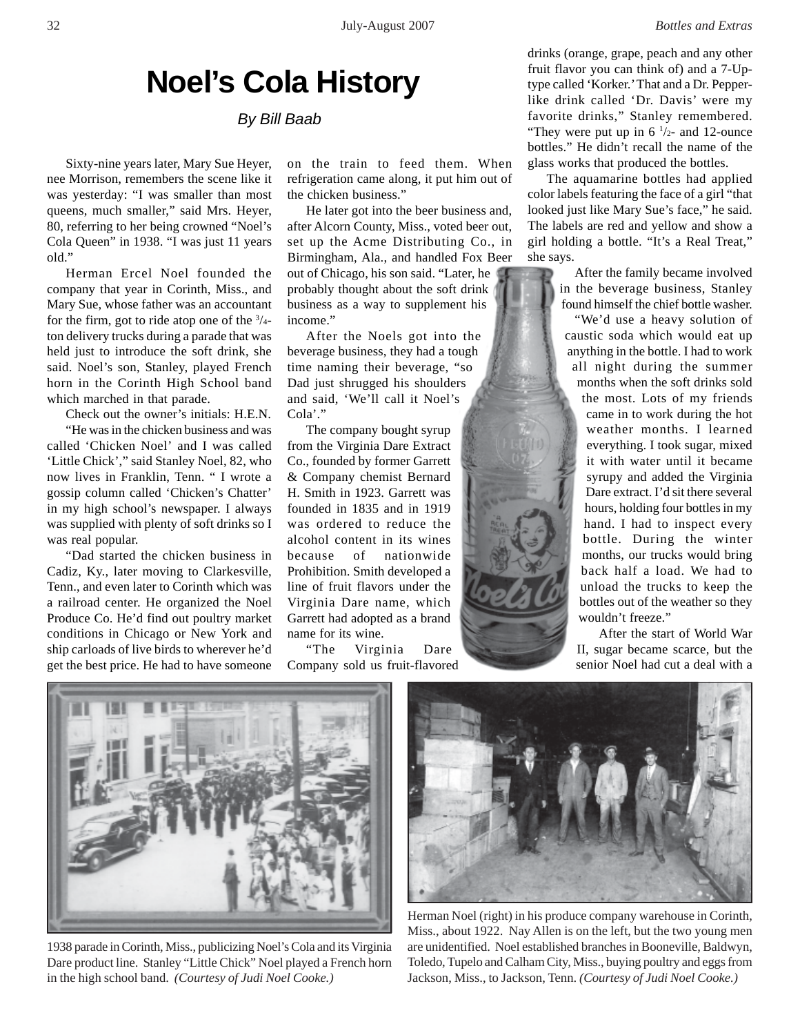# Noel's Cola History

*By Bill Baab*

Sixty-nine years later, Mary Sue Heyer, nee Morrison, remembers the scene like it was yesterday: "I was smaller than most queens, much smaller," said Mrs. Heyer, 80, referring to her being crowned "Noel's Cola Queen" in 1938. "I was just 11 years old."

Herman Ercel Noel founded the company that year in Corinth, Miss., and Mary Sue, whose father was an accountant for the firm, got to ride atop one of the 3/4-ton delivery trucks during a parade that was held just to introduce the soft drink, she said. Noel's son, Stanley, played French horn in the Corinth High School band which marched in that parade.

Check out the owner's initials: H.E.N.

"He was in the chicken business and was called 'Chicken Noel' and I was called 'Little Chick'," said Stanley Noel, 82, who now lives in Franklin, Tenn. " I wrote a gossip column called 'Chicken's Chatter' in my high school's newspaper. I always was supplied with plenty of soft drinks so I was real popular.

"Dad started the chicken business in Cadiz, Ky., later moving to Clarkesville, Tenn., and even later to Corinth which was a railroad center. He organized the Noel Produce Co. He'd find out poultry market conditions in Chicago or New York and ship carloads of live birds to wherever he'd get the best price. He had to have someone on the train to feed them. When refrigeration came along, it put him out of the chicken business."

He later got into the beer business and, after Alcorn County, Miss., voted beer out, set up the Acme Distributing Co., in Birmingham, Ala., and handled Fox Beer out of Chicago, his son said. "Later, he probably thought about the soft drink business as a way to supplement his income."

After the Noels got into the beverage business, they had a tough time naming their beverage, "so Dad just shrugged his shoulders and said, 'We'll call it Noel's Cola'."

The company bought syrup from the Virginia Dare Extract Co., founded by former Garrett & Company chemist Bernard H. Smith in 1923. Garrett was founded in 1835 and in 1919 was ordered to reduce the alcohol content in its wines because of nationwide Prohibition. Smith developed a line of fruit flavors under the Virginia Dare name, which Garrett had adopted as a brand name for its wine.

"The Virginia Dare Company sold us fruit-flavored drinks (orange, grape, peach and any other fruit flavor you can think of) and a 7-Up-type called 'Korker.' That and a Dr. Pepper-like drink called 'Dr. Davis' were my favorite drinks," Stanley remembered. "They were put up in 6 1/2- and 12-ounce bottles." He didn't recall the name of the glass works that produced the bottles.

The aquamarine bottles had applied color labels featuring the face of a girl "that looked just like Mary Sue's face," he said. The labels are red and yellow and show a girl holding a bottle. "It's a Real Treat," she says.

After the family became involved in the beverage business, Stanley found himself the chief bottle washer.

"We'd use a heavy solution of caustic soda which would eat up anything in the bottle. I had to work all night during the summer months when the soft drinks sold the most. Lots of my friends came in to work during the hot weather months. I learned everything. I took sugar, mixed it with water until it became syrupy and added the Virginia Dare extract. I'd sit there several hours, holding four bottles in my hand. I had to inspect every bottle. During the winter months, our trucks would bring back half a load. We had to unload the trucks to keep the bottles out of the weather so they wouldn't freeze."

After the start of World War II, sugar became scarce, but the senior Noel had cut a deal with a

1938 parade in Corinth, Miss., publicizing Noel's Cola and its Virginia Dare product line. Stanley "Little Chick" Noel played a French horn in the high school band. *(Courtesy of Judi Noel Cooke.)*

Herman Noel (right) in his produce company warehouse in Corinth, Miss., about 1922. Nay Allen is on the left, but the two young men are unidentified. Noel established branches in Booneville, Baldwyn, Toledo, Tupelo and Calham City, Miss., buying poultry and eggs from Jackson, Miss., to Jackson, Tenn. *(Courtesy of Judi Noel Cooke.)*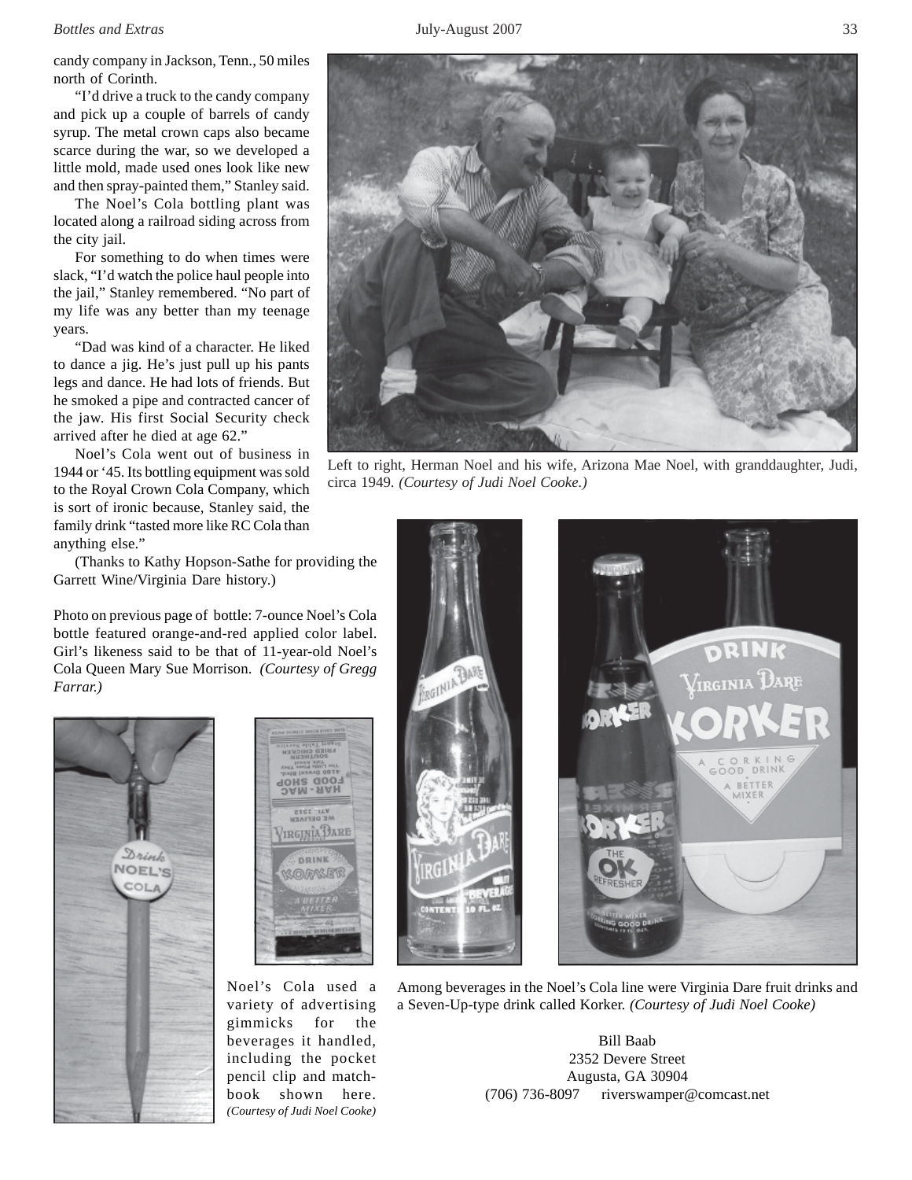candy company in Jackson, Tenn., 50 miles north of Corinth.

"I'd drive a truck to the candy company and pick up a couple of barrels of candy syrup. The metal crown caps also became scarce during the war, so we developed a little mold, made used ones look like new and then spray-painted them," Stanley said.

The Noel's Cola bottling plant was located along a railroad siding across from the city jail.

For something to do when times were slack, "I'd watch the police haul people into the jail," Stanley remembered. "No part of my life was any better than my teenage years.

"Dad was kind of a character. He liked to dance a jig. He's just pull up his pants legs and dance. He had lots of friends. But he smoked a pipe and contracted cancer of the jaw. His first Social Security check arrived after he died at age 62."

Noel's Cola went out of business in 1944 or '45. Its bottling equipment was sold to the Royal Crown Cola Company, which is sort of ironic because, Stanley said, the family drink "tasted more like RC Cola than anything else."

(Thanks to Kathy Hopson-Sathe for providing the Garrett Wine/Virginia Dare history.)

Photo on previous page of bottle: 7-ounce Noel's Cola bottle featured orange-and-red applied color label. Girl's likeness said to be that of 11-year-old Noel's Cola Queen Mary Sue Morrison. *(Courtesy of Gregg Farrar.)*

Left to right, Herman Noel and his wife, Arizona Mae Noel, with granddaughter, Judi, circa 1949. *(Courtesy of Judi Noel Cooke.)*

Noel's Cola used a variety of advertising gimmicks for the beverages it handled, including the pocket pencil clip and matchbook shown here. *(Courtesy of Judi Noel Cooke)*

Among beverages in the Noel's Cola line were Virginia Dare fruit drinks and a Seven-Up-type drink called Korker. *(Courtesy of Judi Noel Cooke)*

Bill Baab
2352 Devere Street
Augusta, GA 30904
(706) 736-8097 riverswamper@comcast.net